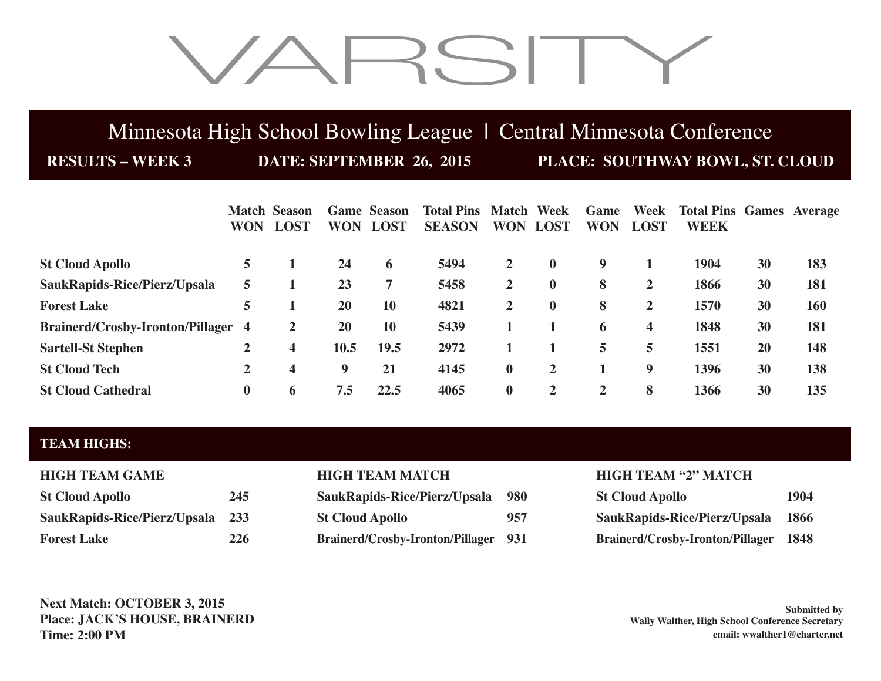# VARSITY

## Minnesota High School Bowling League | Central Minnesota Conference

**RESULTS – WEEK 3** **DATE: SEPTEMBER 26, 2015** **PLACE: SOUTHWAY BOWL, ST. CLOUD**

| | Match WON | Season LOST | Game WON | Season LOST | Total Pins SEASON | Match WON | Week LOST | Game WON | Week LOST | Total Pins WEEK | Games | Average |
|---|---|---|---|---|---|---|---|---|---|---|---|---|
| **St Cloud Apollo** | 5 | 1 | 24 | 6 | 5494 | 2 | 0 | 9 | 1 | 1904 | 30 | 183 |
| **SaukRapids-Rice/Pierz/Upsala** | 5 | 1 | 23 | 7 | 5458 | 2 | 0 | 8 | 2 | 1866 | 30 | 181 |
| **Forest Lake** | 5 | 1 | 20 | 10 | 4821 | 2 | 0 | 8 | 2 | 1570 | 30 | 160 |
| **Brainerd/Crosby-Ironton/Pillager** | 4 | 2 | 20 | 10 | 5439 | 1 | 1 | 6 | 4 | 1848 | 30 | 181 |
| **Sartell-St Stephen** | 2 | 4 | 10.5 | 19.5 | 2972 | 1 | 1 | 5 | 5 | 1551 | 20 | 148 |
| **St Cloud Tech** | 2 | 4 | 9 | 21 | 4145 | 0 | 2 | 1 | 9 | 1396 | 30 | 138 |
| **St Cloud Cathedral** | 0 | 6 | 7.5 | 22.5 | 4065 | 0 | 2 | 2 | 8 | 1366 | 30 | 135 |

## TEAM HIGHS:

| HIGH TEAM GAME | |
|---|---|
| St Cloud Apollo | 245 |
| SaukRapids-Rice/Pierz/Upsala | 233 |
| Forest Lake | 226 |

| HIGH TEAM MATCH | |
|---|---|
| SaukRapids-Rice/Pierz/Upsala | 980 |
| St Cloud Apollo | 957 |
| Brainerd/Crosby-Ironton/Pillager | 931 |

| HIGH TEAM "2" MATCH | |
|---|---|
| St Cloud Apollo | 1904 |
| SaukRapids-Rice/Pierz/Upsala | 1866 |
| Brainerd/Crosby-Ironton/Pillager | 1848 |

**Next Match: OCTOBER 3, 2015**
**Place: JACK'S HOUSE, BRAINERD**
**Time: 2:00 PM**

**Submitted by**
**Wally Walther, High School Conference Secretary**
**email: wwalther1@charter.net**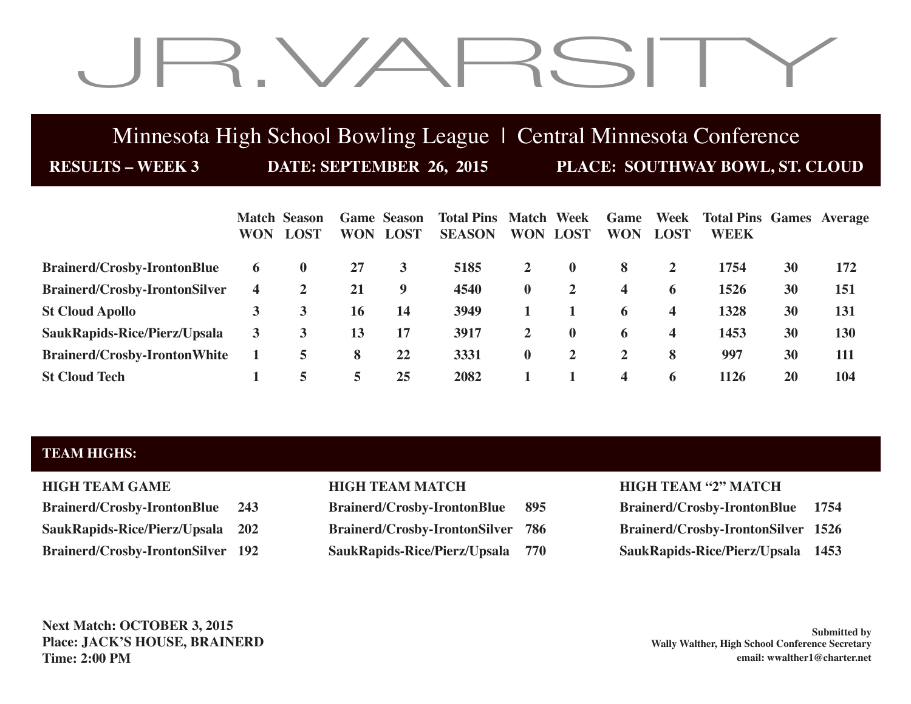# JR.VARSITY

## Minnesota High School Bowling League | Central Minnesota Conference

**RESULTS – WEEK 3** **DATE: SEPTEMBER 26, 2015** **PLACE: SOUTHWAY BOWL, ST. CLOUD**

| | Match WON | Season LOST | Game WON | Season LOST | Total Pins SEASON | Match WON | Week LOST | Game WON | Week LOST | Total Pins WEEK | Games | Average |
|---|---|---|---|---|---|---|---|---|---|---|---|---|
| Brainerd/Crosby-IrontonBlue | 6 | 0 | 27 | 3 | 5185 | 2 | 0 | 8 | 2 | 1754 | 30 | 172 |
| Brainerd/Crosby-IrontonSilver | 4 | 2 | 21 | 9 | 4540 | 0 | 2 | 4 | 6 | 1526 | 30 | 151 |
| St Cloud Apollo | 3 | 3 | 16 | 14 | 3949 | 1 | 1 | 6 | 4 | 1328 | 30 | 131 |
| SaukRapids-Rice/Pierz/Upsala | 3 | 3 | 13 | 17 | 3917 | 2 | 0 | 6 | 4 | 1453 | 30 | 130 |
| Brainerd/Crosby-IrontonWhite | 1 | 5 | 8 | 22 | 3331 | 0 | 2 | 2 | 8 | 997 | 30 | 111 |
| St Cloud Tech | 1 | 5 | 5 | 25 | 2082 | 1 | 1 | 4 | 6 | 1126 | 20 | 104 |

## TEAM HIGHS:

**HIGH TEAM GAME**

| | |
|---|---|
| Brainerd/Crosby-IrontonBlue | 243 |
| SaukRapids-Rice/Pierz/Upsala | 202 |
| Brainerd/Crosby-IrontonSilver | 192 |

**HIGH TEAM MATCH**

| | |
|---|---|
| Brainerd/Crosby-IrontonBlue | 895 |
| Brainerd/Crosby-IrontonSilver | 786 |
| SaukRapids-Rice/Pierz/Upsala | 770 |

**HIGH TEAM "2" MATCH**

| | |
|---|---|
| Brainerd/Crosby-IrontonBlue | 1754 |
| Brainerd/Crosby-IrontonSilver | 1526 |
| SaukRapids-Rice/Pierz/Upsala | 1453 |

**Next Match: OCTOBER 3, 2015**
**Place: JACK'S HOUSE, BRAINERD**
**Time: 2:00 PM**

**Submitted by**
**Wally Walther, High School Conference Secretary**
**email: wwalther1@charter.net**